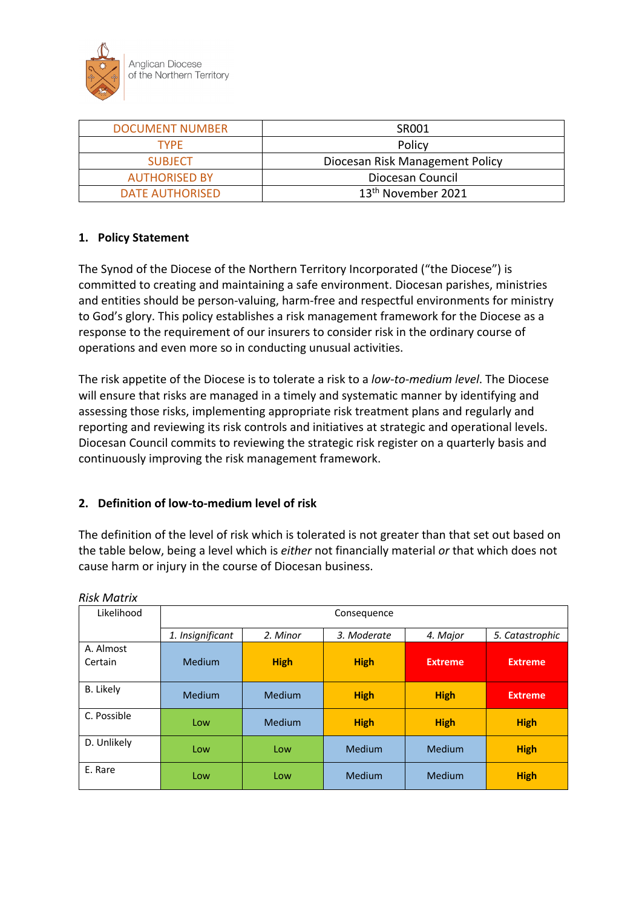Anglican Diocese of the Northern Territory

| DOCUMENT NUMBER | SR001 |
| --- | --- |
| TYPE | Policy |
| SUBJECT | Diocesan Risk Management Policy |
| AUTHORISED BY | Diocesan Council |
| DATE AUTHORISED | 13th November 2021 |

## 1. Policy Statement

The Synod of the Diocese of the Northern Territory Incorporated ("the Diocese") is committed to creating and maintaining a safe environment. Diocesan parishes, ministries and entities should be person-valuing, harm-free and respectful environments for ministry to God's glory. This policy establishes a risk management framework for the Diocese as a response to the requirement of our insurers to consider risk in the ordinary course of operations and even more so in conducting unusual activities.

The risk appetite of the Diocese is to tolerate a risk to a *low-to-medium level*. The Diocese will ensure that risks are managed in a timely and systematic manner by identifying and assessing those risks, implementing appropriate risk treatment plans and regularly and reporting and reviewing its risk controls and initiatives at strategic and operational levels. Diocesan Council commits to reviewing the strategic risk register on a quarterly basis and continuously improving the risk management framework.

## 2. Definition of low-to-medium level of risk

The definition of the level of risk which is tolerated is not greater than that set out based on the table below, being a level which is *either* not financially material *or* that which does not cause harm or injury in the course of Diocesan business.

*Risk Matrix*

| Likelihood | Consequence | | | | |
| --- | --- | --- | --- | --- | --- |
| | *1. Insignificant* | *2. Minor* | *3. Moderate* | *4. Major* | *5. Catastrophic* |
| A. Almost Certain | Medium | **High** | **High** | **Extreme** | **Extreme** |
| B. Likely | Medium | Medium | **High** | **High** | **Extreme** |
| C. Possible | Low | Medium | **High** | **High** | **High** |
| D. Unlikely | Low | Low | Medium | Medium | **High** |
| E. Rare | Low | Low | Medium | Medium | **High** |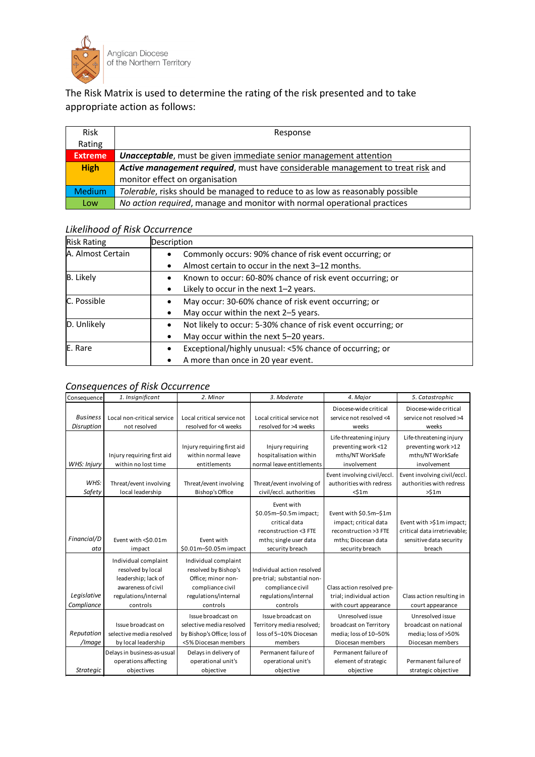Anglican Diocese of the Northern Territory

The Risk Matrix is used to determine the rating of the risk presented and to take appropriate action as follows:

| Risk Rating | Response |
|---|---|
| **Extreme** | ***Unacceptable***, must be given immediate senior management attention |
| **High** | ***Active management required***, must have considerable management to treat risk and monitor effect on organisation |
| Medium | *Tolerable*, risks should be managed to reduce to as low as reasonably possible |
| Low | *No action required*, manage and monitor with normal operational practices |

### *Likelihood of Risk Occurrence*

| Risk Rating | Description |
|---|---|
| A. Almost Certain | • Commonly occurs: 90% chance of risk event occurring; or<br>• Almost certain to occur in the next 3–12 months. |
| B. Likely | • Known to occur: 60-80% chance of risk event occurring; or<br>• Likely to occur in the next 1–2 years. |
| C. Possible | • May occur: 30-60% chance of risk event occurring; or<br>• May occur within the next 2–5 years. |
| D. Unlikely | • Not likely to occur: 5-30% chance of risk event occurring; or<br>• May occur within the next 5–20 years. |
| E. Rare | • Exceptional/highly unusual: <5% chance of occurring; or<br>• A more than once in 20 year event. |

### *Consequences of Risk Occurrence*

| Consequence | *1. Insignificant* | *2. Minor* | *3. Moderate* | *4. Major* | *5. Catastrophic* |
|---|---|---|---|---|---|
| *Business Disruption* | Local non-critical service not resolved | Local critical service not resolved for <4 weeks | Local critical service not resolved for >4 weeks | Diocese-wide critical service not resolved <4 weeks | Diocese-wide critical service not resolved >4 weeks |
| *WHS: Injury* | Injury requiring first aid within no lost time | Injury requiring first aid within normal leave entitlements | Injury requiring hospitalisation within normal leave entitlements | Life-threatening injury preventing work <12 mths/NT WorkSafe involvement | Life-threatening injury preventing work >12 mths/NT WorkSafe involvement |
| *WHS: Safety* | Threat/event involving local leadership | Threat/event involving Bishop's Office | Threat/event involving of civil/eccl. authorities | Event involving civil/eccl. authorities with redress <$1m | Event involving civil/eccl. authorities with redress >$1m |
| *Financial/Data* | Event with <$0.01m impact | Event with $0.01m–$0.05m impact | Event with $0.05m–$0.5m impact; critical data reconstruction <3 FTE mths; single user data security breach | Event with $0.5m–$1m impact; critical data reconstruction >3 FTE mths; Diocesan data security breach | Event with >$1m impact; critical data irretrievable; sensitive data security breach |
| *Legislative Compliance* | Individual complaint resolved by local leadership; lack of awareness of civil regulations/internal controls | Individual complaint resolved by Bishop's Office; minor non-compliance civil regulations/internal controls | Individual action resolved pre-trial; substantial non-compliance civil regulations/internal controls | Class action resolved pre-trial; individual action with court appearance | Class action resulting in court appearance |
| *Reputation /Image* | Issue broadcast on selective media resolved by local leadership | Issue broadcast on selective media resolved by Bishop's Office; loss of <5% Diocesan members | Issue broadcast on Territory media resolved; loss of 5–10% Diocesan members | Unresolved issue broadcast on Territory media; loss of 10–50% Diocesan members | Unresolved issue broadcast on national media; loss of >50% Diocesan members |
| *Strategic* | Delays in business-as-usual operations affecting objectives | Delays in delivery of operational unit's objective | Permanent failure of operational unit's objective | Permanent failure of element of strategic objective | Permanent failure of strategic objective |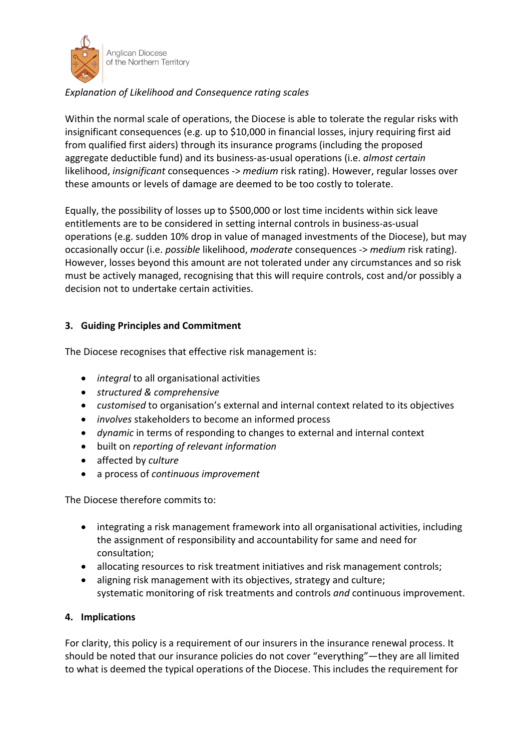*Explanation of Likelihood and Consequence rating scales*

Within the normal scale of operations, the Diocese is able to tolerate the regular risks with insignificant consequences (e.g. up to $10,000 in financial losses, injury requiring first aid from qualified first aiders) through its insurance programs (including the proposed aggregate deductible fund) and its business-as-usual operations (i.e. *almost certain* likelihood, *insignificant* consequences -> *medium* risk rating). However, regular losses over these amounts or levels of damage are deemed to be too costly to tolerate.

Equally, the possibility of losses up to $500,000 or lost time incidents within sick leave entitlements are to be considered in setting internal controls in business-as-usual operations (e.g. sudden 10% drop in value of managed investments of the Diocese), but may occasionally occur (i.e. *possible* likelihood, *moderate* consequences -> *medium* risk rating). However, losses beyond this amount are not tolerated under any circumstances and so risk must be actively managed, recognising that this will require controls, cost and/or possibly a decision not to undertake certain activities.

## 3. Guiding Principles and Commitment

The Diocese recognises that effective risk management is:

- *integral* to all organisational activities
- *structured & comprehensive*
- *customised* to organisation's external and internal context related to its objectives
- *involves* stakeholders to become an informed process
- *dynamic* in terms of responding to changes to external and internal context
- built on *reporting of relevant information*
- affected by *culture*
- a process of *continuous improvement*

The Diocese therefore commits to:

- integrating a risk management framework into all organisational activities, including the assignment of responsibility and accountability for same and need for consultation;
- allocating resources to risk treatment initiatives and risk management controls;
- aligning risk management with its objectives, strategy and culture; systematic monitoring of risk treatments and controls *and* continuous improvement.

## 4. Implications

For clarity, this policy is a requirement of our insurers in the insurance renewal process. It should be noted that our insurance policies do not cover "everything"—they are all limited to what is deemed the typical operations of the Diocese. This includes the requirement for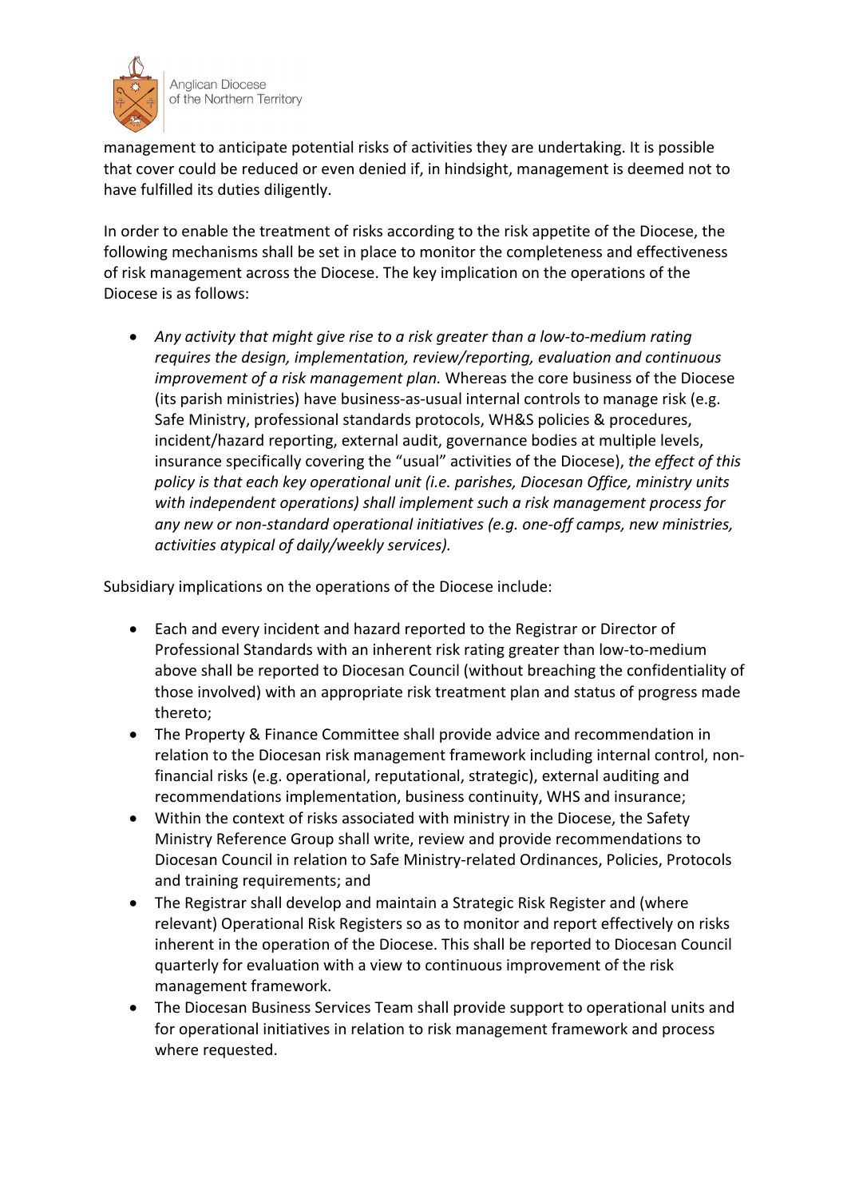management to anticipate potential risks of activities they are undertaking. It is possible that cover could be reduced or even denied if, in hindsight, management is deemed not to have fulfilled its duties diligently.

In order to enable the treatment of risks according to the risk appetite of the Diocese, the following mechanisms shall be set in place to monitor the completeness and effectiveness of risk management across the Diocese. The key implication on the operations of the Diocese is as follows:

- *Any activity that might give rise to a risk greater than a low-to-medium rating requires the design, implementation, review/reporting, evaluation and continuous improvement of a risk management plan.* Whereas the core business of the Diocese (its parish ministries) have business-as-usual internal controls to manage risk (e.g. Safe Ministry, professional standards protocols, WH&S policies & procedures, incident/hazard reporting, external audit, governance bodies at multiple levels, insurance specifically covering the "usual" activities of the Diocese), *the effect of this policy is that each key operational unit (i.e. parishes, Diocesan Office, ministry units with independent operations) shall implement such a risk management process for any new or non-standard operational initiatives (e.g. one-off camps, new ministries, activities atypical of daily/weekly services).*

Subsidiary implications on the operations of the Diocese include:

- Each and every incident and hazard reported to the Registrar or Director of Professional Standards with an inherent risk rating greater than low-to-medium above shall be reported to Diocesan Council (without breaching the confidentiality of those involved) with an appropriate risk treatment plan and status of progress made thereto;
- The Property & Finance Committee shall provide advice and recommendation in relation to the Diocesan risk management framework including internal control, non-financial risks (e.g. operational, reputational, strategic), external auditing and recommendations implementation, business continuity, WHS and insurance;
- Within the context of risks associated with ministry in the Diocese, the Safety Ministry Reference Group shall write, review and provide recommendations to Diocesan Council in relation to Safe Ministry-related Ordinances, Policies, Protocols and training requirements; and
- The Registrar shall develop and maintain a Strategic Risk Register and (where relevant) Operational Risk Registers so as to monitor and report effectively on risks inherent in the operation of the Diocese. This shall be reported to Diocesan Council quarterly for evaluation with a view to continuous improvement of the risk management framework.
- The Diocesan Business Services Team shall provide support to operational units and for operational initiatives in relation to risk management framework and process where requested.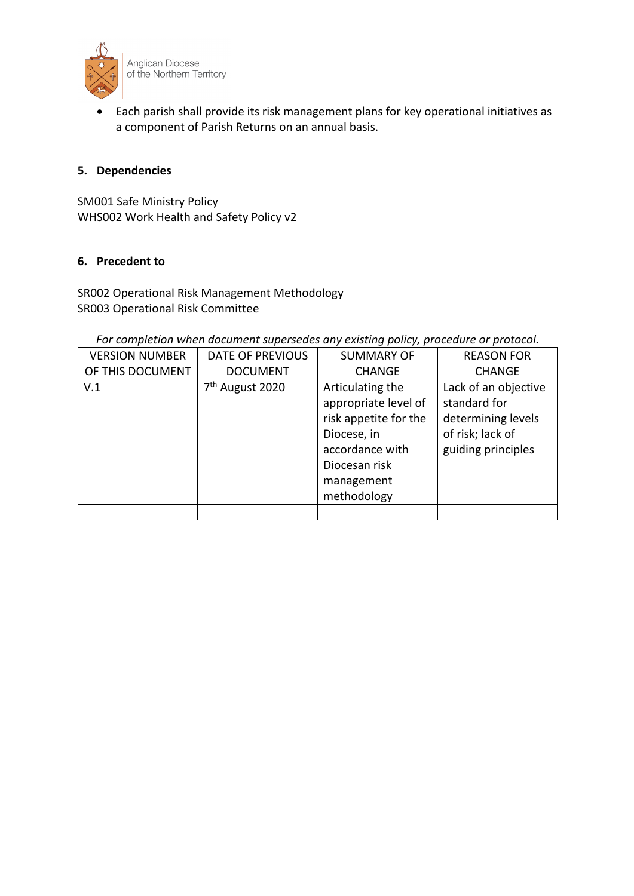- Each parish shall provide its risk management plans for key operational initiatives as a component of Parish Returns on an annual basis.

## 5. Dependencies

SM001 Safe Ministry Policy
WHS002 Work Health and Safety Policy v2

## 6. Precedent to

SR002 Operational Risk Management Methodology
SR003 Operational Risk Committee

*For completion when document supersedes any existing policy, procedure or protocol.*

| VERSION NUMBER OF THIS DOCUMENT | DATE OF PREVIOUS DOCUMENT | SUMMARY OF CHANGE | REASON FOR CHANGE |
|---|---|---|---|
| V.1 | 7th August 2020 | Articulating the appropriate level of risk appetite for the Diocese, in accordance with Diocesan risk management methodology | Lack of an objective standard for determining levels of risk; lack of guiding principles |
| | | | |